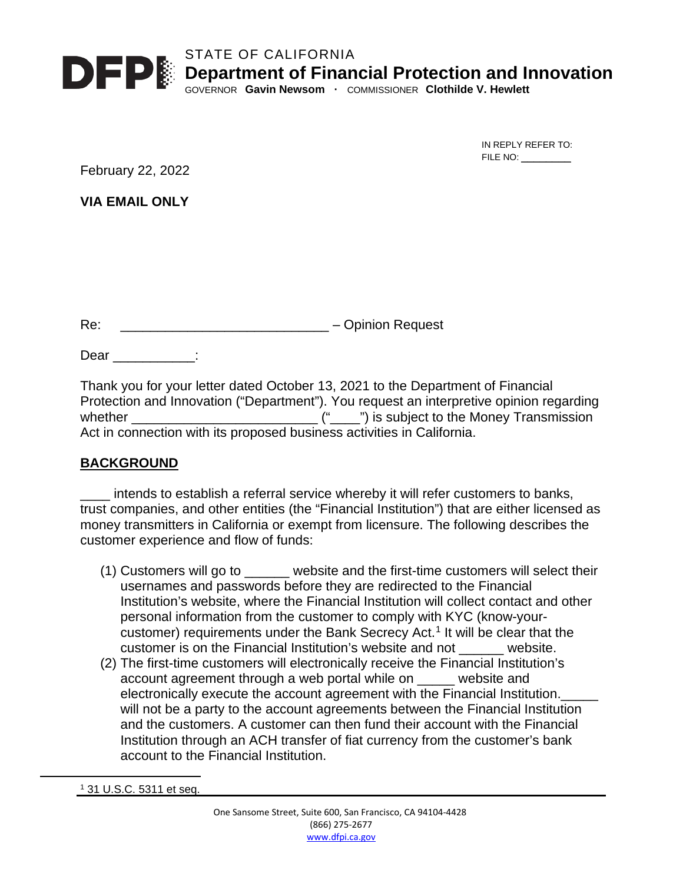STATE OF CALIFORNIA
**Department of Financial Protection and Innovation**
GOVERNOR **Gavin Newsom** · COMMISSIONER **Clothilde V. Hewlett**

IN REPLY REFER TO:
FILE NO: _________

February 22, 2022

**VIA EMAIL ONLY**

Re: ____________________________ – Opinion Request

Dear ___________:

Thank you for your letter dated October 13, 2021 to the Department of Financial Protection and Innovation ("Department"). You request an interpretive opinion regarding whether _________________________ ("____") is subject to the Money Transmission Act in connection with its proposed business activities in California.

## BACKGROUND

____ intends to establish a referral service whereby it will refer customers to banks, trust companies, and other entities (the "Financial Institution") that are either licensed as money transmitters in California or exempt from licensure. The following describes the customer experience and flow of funds:

(1) Customers will go to ______ website and the first-time customers will select their usernames and passwords before they are redirected to the Financial Institution's website, where the Financial Institution will collect contact and other personal information from the customer to comply with KYC (know-your-customer) requirements under the Bank Secrecy Act.[1] It will be clear that the customer is on the Financial Institution's website and not ______ website.

(2) The first-time customers will electronically receive the Financial Institution's account agreement through a web portal while on _____ website and electronically execute the account agreement with the Financial Institution._____ will not be a party to the account agreements between the Financial Institution and the customers. A customer can then fund their account with the Financial Institution through an ACH transfer of fiat currency from the customer's bank account to the Financial Institution.

[1] 31 U.S.C. 5311 et seq.

One Sansome Street, Suite 600, San Francisco, CA 94104-4428
(866) 275-2677
www.dfpi.ca.gov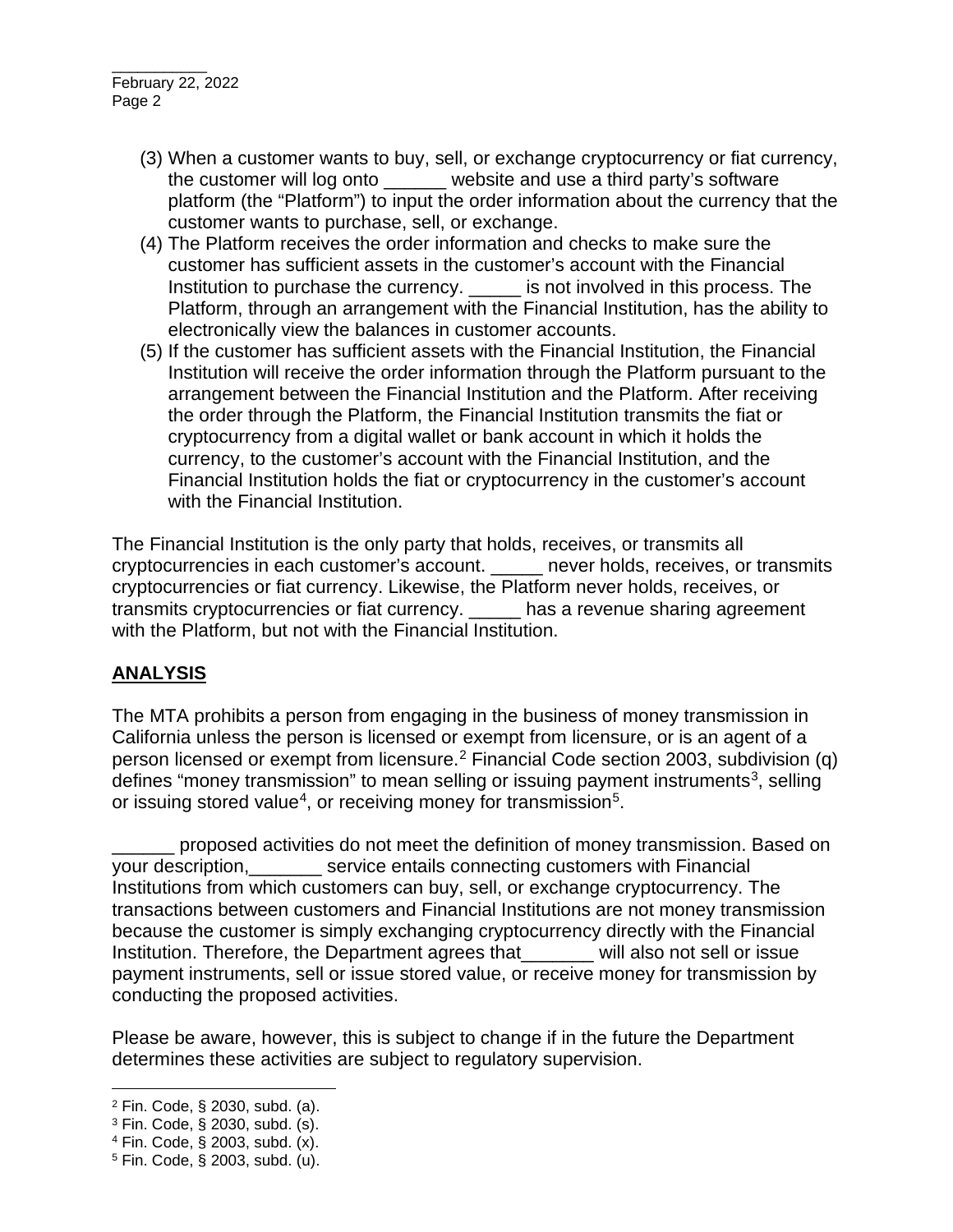(3) When a customer wants to buy, sell, or exchange cryptocurrency or fiat currency, the customer will log onto ______ website and use a third party's software platform (the "Platform") to input the order information about the currency that the customer wants to purchase, sell, or exchange.
(4) The Platform receives the order information and checks to make sure the customer has sufficient assets in the customer's account with the Financial Institution to purchase the currency. _____ is not involved in this process. The Platform, through an arrangement with the Financial Institution, has the ability to electronically view the balances in customer accounts.
(5) If the customer has sufficient assets with the Financial Institution, the Financial Institution will receive the order information through the Platform pursuant to the arrangement between the Financial Institution and the Platform. After receiving the order through the Platform, the Financial Institution transmits the fiat or cryptocurrency from a digital wallet or bank account in which it holds the currency, to the customer's account with the Financial Institution, and the Financial Institution holds the fiat or cryptocurrency in the customer's account with the Financial Institution.

The Financial Institution is the only party that holds, receives, or transmits all cryptocurrencies in each customer's account. _____ never holds, receives, or transmits cryptocurrencies or fiat currency. Likewise, the Platform never holds, receives, or transmits cryptocurrencies or fiat currency. _____ has a revenue sharing agreement with the Platform, but not with the Financial Institution.

## ANALYSIS

The MTA prohibits a person from engaging in the business of money transmission in California unless the person is licensed or exempt from licensure, or is an agent of a person licensed or exempt from licensure.[2] Financial Code section 2003, subdivision (q) defines "money transmission" to mean selling or issuing payment instruments[3], selling or issuing stored value[4], or receiving money for transmission[5].

______ proposed activities do not meet the definition of money transmission. Based on your description,_______ service entails connecting customers with Financial Institutions from which customers can buy, sell, or exchange cryptocurrency. The transactions between customers and Financial Institutions are not money transmission because the customer is simply exchanging cryptocurrency directly with the Financial Institution. Therefore, the Department agrees that_______ will also not sell or issue payment instruments, sell or issue stored value, or receive money for transmission by conducting the proposed activities.

Please be aware, however, this is subject to change if in the future the Department determines these activities are subject to regulatory supervision.

---

[2] Fin. Code, § 2030, subd. (a).
[3] Fin. Code, § 2030, subd. (s).
[4] Fin. Code, § 2003, subd. (x).
[5] Fin. Code, § 2003, subd. (u).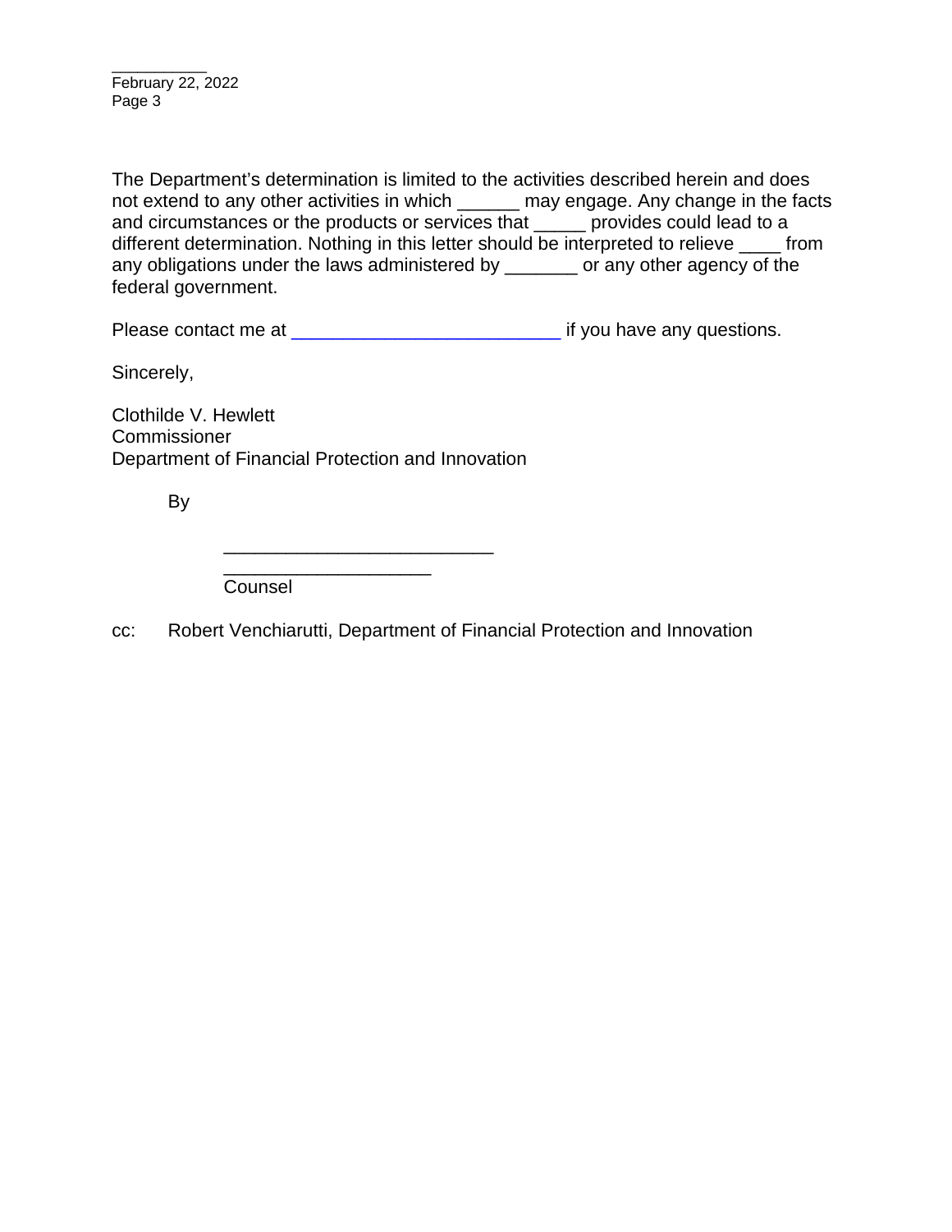The Department's determination is limited to the activities described herein and does not extend to any other activities in which ______ may engage. Any change in the facts and circumstances or the products or services that _____ provides could lead to a different determination. Nothing in this letter should be interpreted to relieve ____ from any obligations under the laws administered by _______ or any other agency of the federal government.

Please contact me at _________________________ if you have any questions.

Sincerely,

Clothilde V. Hewlett
Commissioner
Department of Financial Protection and Innovation

By

_________________________
___________________
Counsel

cc: Robert Venchiarutti, Department of Financial Protection and Innovation